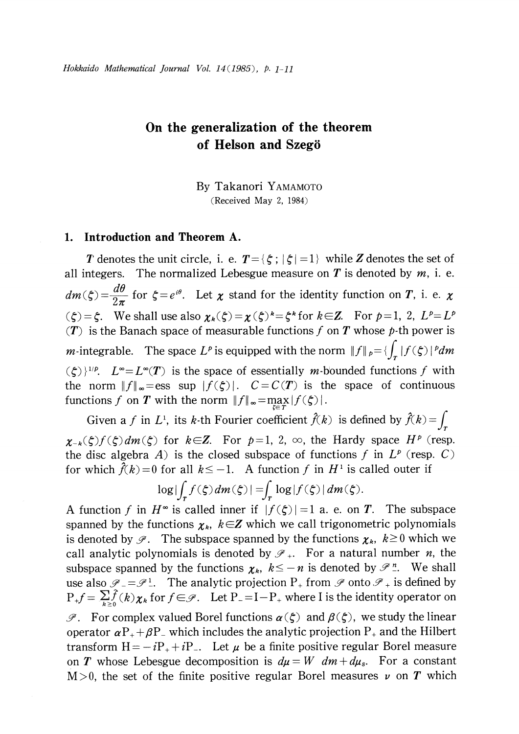# On the generalization of the theorem of Helson and Szegö

By Takanori YAMAMOTO

(Received May 2, 1984)

## 1. Introduction and Theorem A.

$\boldsymbol{T}$ denotes the unit circle, i. e. $\boldsymbol{T}=\{\zeta ; |\zeta|=1\}$ while $\boldsymbol{Z}$ denotes the set of all integers. The normalized Lebesgue measure on $\boldsymbol{T}$ is denoted by $m$, i. e. $dm(\zeta)=\frac{d\theta}{2\pi}$ for $\zeta=e^{i\theta}$. Let $\chi$ stand for the identity function on $\boldsymbol{T}$, i. e. $\chi(\zeta)=\zeta$. We shall use also $\chi_k(\zeta)=\chi(\zeta)^k=\zeta^k$ for $k\in\boldsymbol{Z}$. For $p=1, 2$, $L^p=L^p(\boldsymbol{T})$ is the Banach space of measurable functions $f$ on $\boldsymbol{T}$ whose $p$-th power is $m$-integrable. The space $L^p$ is equipped with the norm $\|f\|_p=\{\int_{\boldsymbol{T}}|f(\zeta)|^p dm(\zeta)\}^{1/p}$. $L^\infty=L^\infty(\boldsymbol{T})$ is the space of essentially $m$-bounded functions $f$ with the norm $\|f\|_\infty=\text{ess sup}\,|f(\zeta)|$. $C=C(\boldsymbol{T})$ is the space of continuous functions $f$ on $\boldsymbol{T}$ with the norm $\|f\|_\infty=\max_{\zeta\in\boldsymbol{T}}|f(\zeta)|$.

Given a $f$ in $L^1$, its $k$-th Fourier coefficient $\hat{f}(k)$ is defined by $\hat{f}(k)=\int_{\boldsymbol{T}}\chi_{-k}(\zeta)f(\zeta)dm(\zeta)$ for $k\in\boldsymbol{Z}$. For $p=1, 2, \infty$, the Hardy space $H^p$ (resp. the disc algebra $A$) is the closed subspace of functions $f$ in $L^p$ (resp. $C$) for which $\hat{f}(k)=0$ for all $k\leq -1$. A function $f$ in $H^1$ is called outer if

$$\log\left|\int_{\boldsymbol{T}} f(\zeta)dm(\zeta)\right|=\int_{\boldsymbol{T}}\log|f(\zeta)|dm(\zeta).$$

A function $f$ in $H^\infty$ is called inner if $|f(\zeta)|=1$ a. e. on $\boldsymbol{T}$. The subspace spanned by the functions $\chi_k$, $k\in\boldsymbol{Z}$ which we call trigonometric polynomials is denoted by $\mathscr{P}$. The subspace spanned by the functions $\chi_k$, $k\geq 0$ which we call analytic polynomials is denoted by $\mathscr{P}_+$. For a natural number $n$, the subspace spanned by the functions $\chi_k$, $k\leq -n$ is denoted by $\mathscr{P}_-^n$. We shall use also $\mathscr{P}_-=\mathscr{P}_-^1$. The analytic projection $\mathrm{P}_+$ from $\mathscr{P}$ onto $\mathscr{P}_+$ is defined by $\mathrm{P}_+f=\sum_{k\geq 0}\hat{f}(k)\chi_k$ for $f\in\mathscr{P}$. Let $\mathrm{P}_-=\mathrm{I}-\mathrm{P}_+$ where $\mathrm{I}$ is the identity operator on $\mathscr{P}$. For complex valued Borel functions $\alpha(\zeta)$ and $\beta(\zeta)$, we study the linear operator $\alpha\mathrm{P}_++\beta\mathrm{P}_-$ which includes the analytic projection $\mathrm{P}_+$ and the Hilbert transform $\mathrm{H}=-i\mathrm{P}_++i\mathrm{P}_-$. Let $\mu$ be a finite positive regular Borel measure on $\boldsymbol{T}$ whose Lebesgue decomposition is $d\mu=W\ dm+d\mu_s$. For a constant $\mathrm{M}>0$, the set of the finite positive regular Borel measures $\nu$ on $\boldsymbol{T}$ which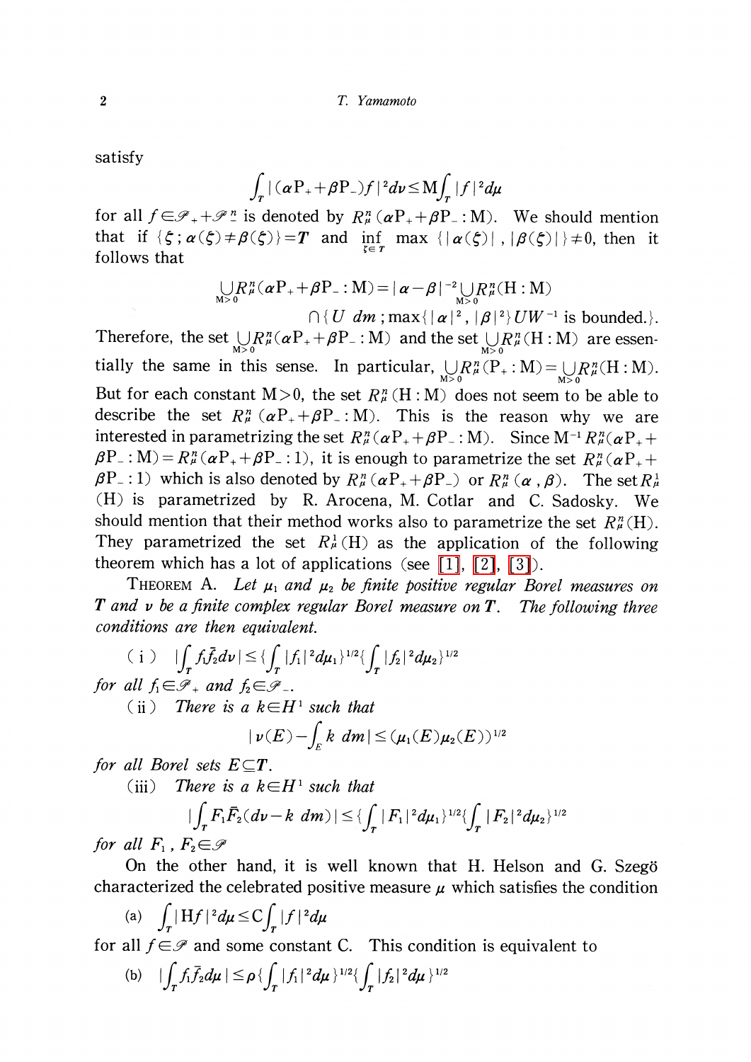satisfy

$$\int_T |(\alpha \mathrm{P}_+ + \beta \mathrm{P}_-) f|^2 d\nu \leq \mathrm{M} \int_T |f|^2 d\mu$$

for all $f \in \mathscr{P}_+ + \mathscr{P}_-^n$ is denoted by $R_\mu^n(\alpha \mathrm{P}_+ + \beta \mathrm{P}_- : \mathrm{M})$. We should mention that if $\{\zeta ; \alpha(\zeta) \neq \beta(\zeta)\} = \boldsymbol{T}$ and $\inf_{\zeta \in T} \max\{|\alpha(\zeta)|, |\beta(\zeta)|\} \neq 0$, then it follows that

$$\bigcup_{\mathrm{M}>0} R_\mu^n(\alpha \mathrm{P}_+ + \beta \mathrm{P}_- : \mathrm{M}) = |\alpha - \beta|^{-2} \bigcup_{\mathrm{M}>0} R_\mu^n(\mathrm{H} : \mathrm{M})$$
$$\cap \{U\, dm \,; \max\{|\alpha|^2, |\beta|^2\} U W^{-1} \text{ is bounded.}\}.$$

Therefore, the set $\bigcup_{\mathrm{M}>0} R_\mu^n(\alpha \mathrm{P}_+ + \beta \mathrm{P}_- : \mathrm{M})$ and the set $\bigcup_{\mathrm{M}>0} R_\mu^n(\mathrm{H} : \mathrm{M})$ are essentially the same in this sense. In particular, $\bigcup_{\mathrm{M}>0} R_\mu^n(\mathrm{P}_+ : \mathrm{M}) = \bigcup_{\mathrm{M}>0} R_\mu^n(\mathrm{H} : \mathrm{M})$. But for each constant $\mathrm{M} > 0$, the set $R_\mu^n(\mathrm{H} : \mathrm{M})$ does not seem to be able to describe the set $R_\mu^n(\alpha \mathrm{P}_+ + \beta \mathrm{P}_- : \mathrm{M})$. This is the reason why we are interested in parametrizing the set $R_\mu^n(\alpha \mathrm{P}_+ + \beta \mathrm{P}_- : \mathrm{M})$. Since $\mathrm{M}^{-1} R_\mu^n(\alpha \mathrm{P}_+ + \beta \mathrm{P}_- : \mathrm{M}) = R_\mu^n(\alpha \mathrm{P}_+ + \beta \mathrm{P}_- : 1)$, it is enough to parametrize the set $R_\mu^n(\alpha \mathrm{P}_+ + \beta \mathrm{P}_- : 1)$ which is also denoted by $R_\mu^n(\alpha \mathrm{P}_+ + \beta \mathrm{P}_-)$ or $R_\mu^n(\alpha, \beta)$. The set $R_\mu^1(\mathrm{H})$ is parametrized by R. Arocena, M. Cotlar and C. Sadosky. We should mention that their method works also to parametrize the set $R_\mu^n(\mathrm{H})$. They parametrized the set $R_\mu^1(\mathrm{H})$ as the application of the following theorem which has a lot of applications (see [1], [2], [3]).

THEOREM A. *Let $\mu_1$ and $\mu_2$ be finite positive regular Borel measures on $\boldsymbol{T}$ and $\nu$ be a finite complex regular Borel measure on $\boldsymbol{T}$. The following three conditions are then equivalent.*

(i) $\left|\int_T f_1 \bar{f_2} d\nu\right| \leq \left\{\int_T |f_1|^2 d\mu_1\right\}^{1/2} \left\{\int_T |f_2|^2 d\mu_2\right\}^{1/2}$

*for all $f_1 \in \mathscr{P}_+$ and $f_2 \in \mathscr{P}_-$.*

(ii) *There is a $k \in H^1$ such that*

$$\left|\nu(E) - \int_E k\, dm\right| \leq (\mu_1(E)\mu_2(E))^{1/2}$$

*for all Borel sets $E \subseteq \boldsymbol{T}$.*

(iii) *There is a $k \in H^1$ such that*

$$\left|\int_T F_1 \bar{F_2}(d\nu - k\, dm)\right| \leq \left\{\int_T |F_1|^2 d\mu_1\right\}^{1/2} \left\{\int_T |F_2|^2 d\mu_2\right\}^{1/2}$$

*for all $F_1, F_2 \in \mathscr{P}$*

On the other hand, it is well known that H. Helson and G. Szegö characterized the celebrated positive measure $\mu$ which satisfies the condition

(a) $\int_T |\mathrm{H} f|^2 d\mu \leq \mathrm{C} \int_T |f|^2 d\mu$

for all $f \in \mathscr{P}$ and some constant C. This condition is equivalent to

(b) $\left|\int_T f_1 \bar{f_2} d\mu\right| \leq \rho \left\{\int_T |f_1|^2 d\mu\right\}^{1/2} \left\{\int_T |f_2|^2 d\mu\right\}^{1/2}$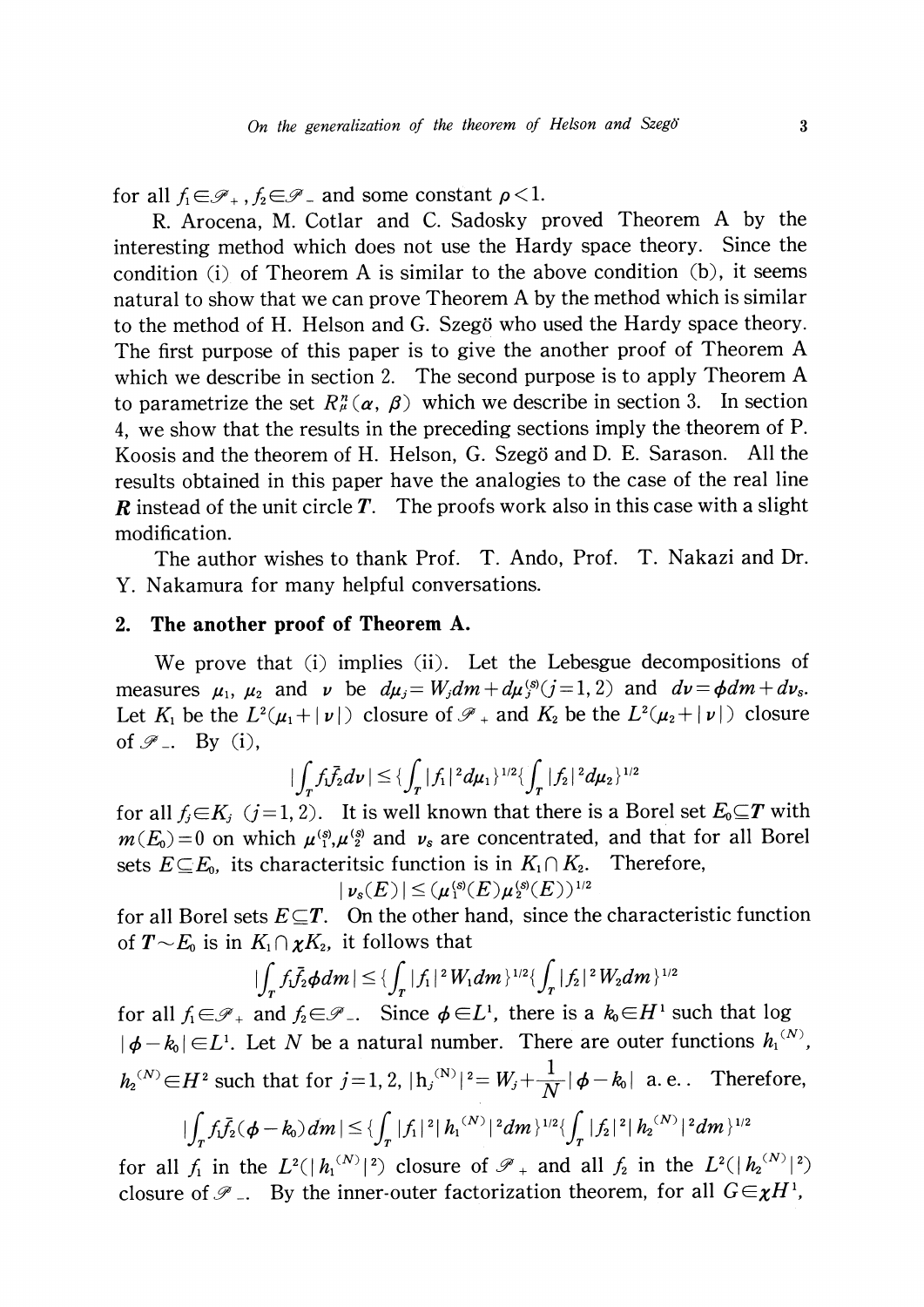for all $f_1 \in \mathscr{P}_+$, $f_2 \in \mathscr{P}_-$ and some constant $\rho < 1$.

R. Arocena, M. Cotlar and C. Sadosky proved Theorem A by the interesting method which does not use the Hardy space theory. Since the condition (i) of Theorem A is similar to the above condition (b), it seems natural to show that we can prove Theorem A by the method which is similar to the method of H. Helson and G. Szegö who used the Hardy space theory. The first purpose of this paper is to give the another proof of Theorem A which we describe in section 2. The second purpose is to apply Theorem A to parametrize the set $R^n_\mu(\alpha, \beta)$ which we describe in section 3. In section 4, we show that the results in the preceding sections imply the theorem of P. Koosis and the theorem of H. Helson, G. Szegö and D. E. Sarason. All the results obtained in this paper have the analogies to the case of the real line $\boldsymbol{R}$ instead of the unit circle $\boldsymbol{T}$. The proofs work also in this case with a slight modification.

The author wishes to thank Prof. T. Ando, Prof. T. Nakazi and Dr. Y. Nakamura for many helpful conversations.

## 2. The another proof of Theorem A.

We prove that (i) implies (ii). Let the Lebesgue decompositions of measures $\mu_1$, $\mu_2$ and $\nu$ be $d\mu_j = W_j dm + d\mu_j^{(s)} (j=1, 2)$ and $d\nu = \phi dm + d\nu_s$. Let $K_1$ be the $L^2(\mu_1 + |\nu|)$ closure of $\mathscr{P}_+$ and $K_2$ be the $L^2(\mu_2 + |\nu|)$ closure of $\mathscr{P}_-$. By (i),

$$|\int_T f_1 \bar{f_2} d\nu| \leq \{\int_T |f_1|^2 d\mu_1\}^{1/2} \{\int_T |f_2|^2 d\mu_2\}^{1/2}$$

for all $f_j \in K_j$ $(j=1, 2)$. It is well known that there is a Borel set $E_0 \subseteq \boldsymbol{T}$ with $m(E_0)=0$ on which $\mu_1^{(s)}, \mu_2^{(s)}$ and $\nu_s$ are concentrated, and that for all Borel sets $E \subseteq E_0$, its characteritsic function is in $K_1 \cap K_2$. Therefore,

$$|\nu_s(E)| \leq (\mu_1^{(s)}(E) \mu_2^{(s)}(E))^{1/2}$$

for all Borel sets $E \subseteq \boldsymbol{T}$. On the other hand, since the characteristic function of $\boldsymbol{T} \sim E_0$ is in $K_1 \cap \chi K_2$, it follows that

$$|\int_T f_1 \bar{f_2} \phi dm| \leq \{\int_T |f_1|^2 W_1 dm\}^{1/2} \{\int_T |f_2|^2 W_2 dm\}^{1/2}$$

for all $f_1 \in \mathscr{P}_+$ and $f_2 \in \mathscr{P}_-$. Since $\phi \in L^1$, there is a $k_0 \in H^1$ such that log $|\phi - k_0| \in L^1$. Let $N$ be a natural number. There are outer functions $h_1^{(N)}$, $h_2^{(N)} \in H^2$ such that for $j=1, 2$, $|h_j^{(N)}|^2 = W_j + \frac{1}{N} |\phi - k_0|$ a. e.. Therefore,

$$|\int_T f_1 \bar{f_2} (\phi - k_0) dm| \leq \{\int_T |f_1|^2 |h_1^{(N)}|^2 dm\}^{1/2} \{\int_T |f_2|^2 |h_2^{(N)}|^2 dm\}^{1/2}$$

for all $f_1$ in the $L^2(|h_1^{(N)}|^2)$ closure of $\mathscr{P}_+$ and all $f_2$ in the $L^2(|h_2^{(N)}|^2)$ closure of $\mathscr{P}_-$. By the inner-outer factorization theorem, for all $G \in \chi H^1$,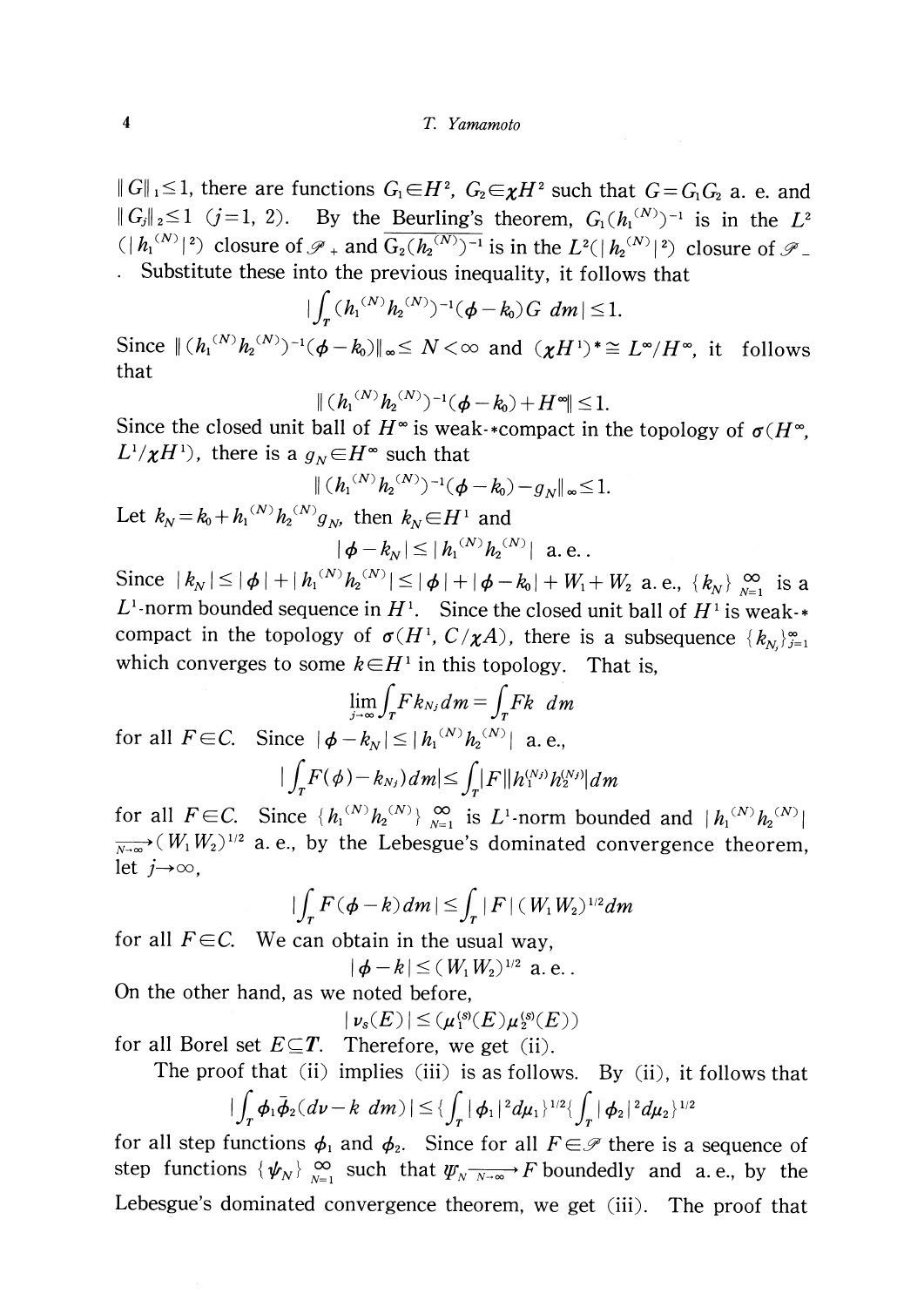$\|G\|_1 \leq 1$, there are functions $G_1 \in H^2$, $G_2 \in \chi H^2$ such that $G = G_1 G_2$ a. e. and $\|G_j\|_2 \leq 1$ $(j=1, 2)$. By the Beurling's theorem, $G_1 (h_1^{(N)})^{-1}$ is in the $L^2 (|h_1^{(N)}|^2)$ closure of $\mathscr{P}_+$ and $\overline{G_2 (h_2^{(N)})^{-1}}$ is in the $L^2(|h_2^{(N)}|^2)$ closure of $\mathscr{P}_-$. Substitute these into the previous inequality, it follows that

$$|\int_T (h_1^{(N)} h_2^{(N)})^{-1} (\phi - k_0) G \ dm| \leq 1.$$

Since $\|(h_1^{(N)} h_2^{(N)})^{-1} (\phi - k_0)\|_\infty \leq N < \infty$ and $(\chi H^1)^* \cong L^\infty / H^\infty$, it follows that

$$\|(h_1^{(N)} h_2^{(N)})^{-1} (\phi - k_0) + H^\infty\| \leq 1.$$

Since the closed unit ball of $H^\infty$ is weak-$*$compact in the topology of $\sigma(H^\infty, L^1/\chi H^1)$, there is a $g_N \in H^\infty$ such that

$$\|(h_1^{(N)} h_2^{(N)})^{-1} (\phi - k_0) - g_N\|_\infty \leq 1.$$

Let $k_N = k_0 + h_1^{(N)} h_2^{(N)} g_N$, then $k_N \in H^1$ and

$$|\phi - k_N| \leq |h_1^{(N)} h_2^{(N)}| \text{ a. e.}.$$

Since $|k_N| \leq |\phi| + |h_1^{(N)} h_2^{(N)}| \leq |\phi| + |\phi - k_0| + W_1 + W_2$ a. e., $\{k_N\}_{N=1}^{\infty}$ is a $L^1$-norm bounded sequence in $H^1$. Since the closed unit ball of $H^1$ is weak-$*$ compact in the topology of $\sigma(H^1, C/\chi A)$, there is a subsequence $\{k_{N_j}\}_{j=1}^{\infty}$ which converges to some $k \in H^1$ in this topology. That is,

$$\lim_{j \to \infty} \int_T F k_{N_j} dm = \int_T Fk \ dm$$

for all $F \in C$. Since $|\phi - k_N| \leq |h_1^{(N)} h_2^{(N)}|$ a. e.,

$$|\int_T F(\phi) - k_{N_j}) dm| \leq \int_T |F| |h_1^{(N_j)} h_2^{(N_j)}| dm$$

for all $F \in C$. Since $\{h_1^{(N)} h_2^{(N)}\}_{N=1}^{\infty}$ is $L^1$-norm bounded and $|h_1^{(N)} h_2^{(N)}| \xrightarrow[N \to \infty]{} (W_1 W_2)^{1/2}$ a. e., by the Lebesgue's dominated convergence theorem, let $j \to \infty$,

$$|\int_T F(\phi - k) dm| \leq \int_T |F| (W_1 W_2)^{1/2} dm$$

for all $F \in C$. We can obtain in the usual way,

$$|\phi - k| \leq (W_1 W_2)^{1/2} \text{ a. e.}.$$

On the other hand, as we noted before,

$$|\nu_s(E)| \leq (\mu_1^{(s)}(E) \mu_2^{(s)}(E))$$

for all Borel set $E \subseteq \boldsymbol{T}$. Therefore, we get (ii).

The proof that (ii) implies (iii) is as follows. By (ii), it follows that

$$|\int_T \phi_1 \bar{\phi}_2 (d\nu - k \ dm)| \leq \{\int_T |\phi_1|^2 d\mu_1\}^{1/2} \{\int_T |\phi_2|^2 d\mu_2\}^{1/2}$$

for all step functions $\phi_1$ and $\phi_2$. Since for all $F \in \mathscr{P}$ there is a sequence of step functions $\{\psi_N\}_{N=1}^{\infty}$ such that $\Psi_N \xrightarrow[N \to \infty]{} F$ boundedly and a. e., by the Lebesgue's dominated convergence theorem, we get (iii). The proof that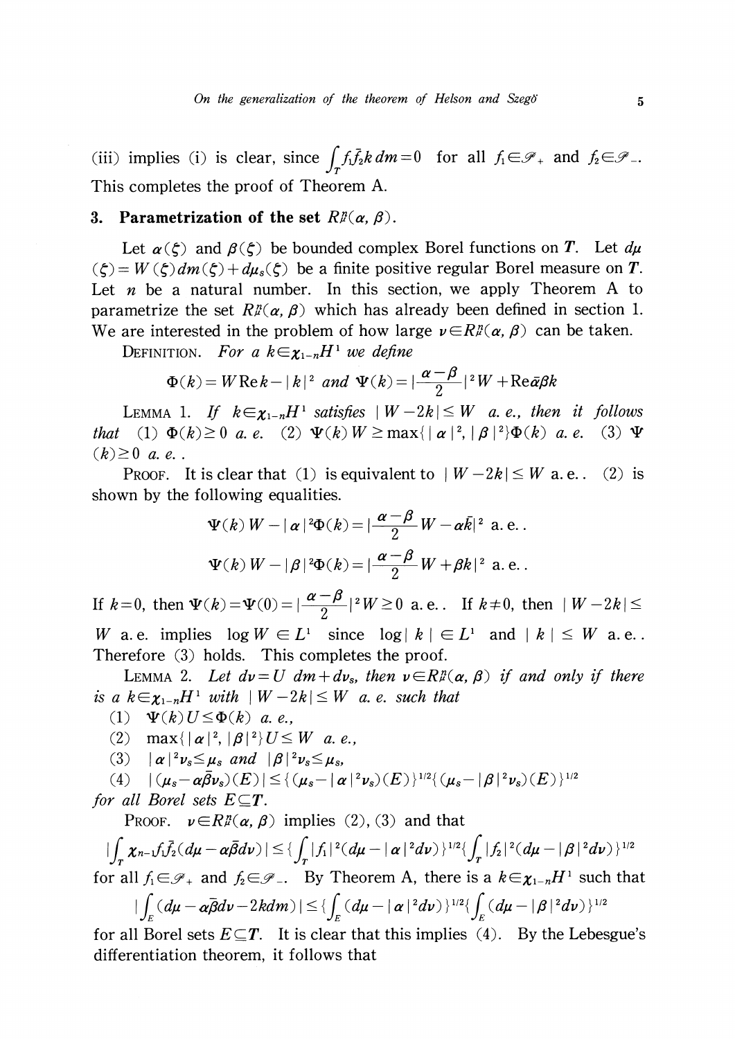(iii) implies (i) is clear, since $\int_T f_1 \bar{f}_2 k \, dm = 0$ for all $f_1 \in \mathscr{P}_+$ and $f_2 \in \mathscr{P}_-$. This completes the proof of Theorem A.

## 3. Parametrization of the set $R_\mu^n(\alpha, \beta)$.

Let $\alpha(\zeta)$ and $\beta(\zeta)$ be bounded complex Borel functions on $\boldsymbol{T}$. Let $d\mu(\zeta) = W(\zeta) dm(\zeta) + d\mu_s(\zeta)$ be a finite positive regular Borel measure on $\boldsymbol{T}$. Let $n$ be a natural number. In this section, we apply Theorem A to parametrize the set $R_\mu^n(\alpha, \beta)$ which has already been defined in section 1. We are interested in the problem of how large $\nu \in R_\mu^n(\alpha, \beta)$ can be taken.

DEFINITION. *For a $k \in \chi_{1-n} H^1$ we define*

$$\Phi(k) = W \operatorname{Re} k - |k|^2 \text{ and } \Psi(k) = \left|\frac{\alpha - \beta}{2}\right|^2 W + \operatorname{Re} \bar{\alpha} \beta k$$

LEMMA 1. *If $k \in \chi_{1-n} H^1$ satisfies $|W - 2k| \leq W$ a.e., then it follows that (1) $\Phi(k) \geq 0$ a.e. (2) $\Psi(k) W \geq \max\{|\alpha|^2, |\beta|^2\} \Phi(k)$ a.e. (3) $\Psi(k) \geq 0$ a.e.*.

PROOF. It is clear that (1) is equivalent to $|W - 2k| \leq W$ a.e.. (2) is shown by the following equalities.

$$\Psi(k) W - |\alpha|^2 \Phi(k) = \left|\frac{\alpha - \beta}{2} W - \alpha \bar{k}\right|^2 \text{ a.e.}.$$

$$\Psi(k) W - |\beta|^2 \Phi(k) = \left|\frac{\alpha - \beta}{2} W + \beta k\right|^2 \text{ a.e.}.$$

If $k = 0$, then $\Psi(k) = \Psi(0) = \left|\frac{\alpha - \beta}{2}\right|^2 W \geq 0$ a.e.. If $k \neq 0$, then $|W - 2k| \leq W$ a.e. implies $\log W \in L^1$ since $\log|k| \in L^1$ and $|k| \leq W$ a.e.. Therefore (3) holds. This completes the proof.

LEMMA 2. *Let $d\nu = U \, dm + d\nu_s$, then $\nu \in R_\mu^n(\alpha, \beta)$ if and only if there is a $k \in \chi_{1-n} H^1$ with $|W - 2k| \leq W$ a.e. such that*

(1) $\Psi(k) U \leq \Phi(k)$ *a.e.,*

(2) $\max\{|\alpha|^2, |\beta|^2\} U \leq W$ *a.e.,*

(3) $|\alpha|^2 \nu_s \leq \mu_s$ *and* $|\beta|^2 \nu_s \leq \mu_s$,

(4) $|(\mu_s - \alpha \bar{\beta} \nu_s)(E)| \leq \{(\mu_s - |\alpha|^2 \nu_s)(E)\}^{1/2} \{(\mu_s - |\beta|^2 \nu_s)(E)\}^{1/2}$

*for all Borel sets $E \subseteq \boldsymbol{T}$.*

PROOF. $\nu \in R_\mu^n(\alpha, \beta)$ implies (2), (3) and that

$$\left|\int_T \chi_{n-1} f_1 \bar{f}_2 (d\mu - \alpha \bar{\beta} d\nu)\right| \leq \left\{\int_T |f_1|^2 (d\mu - |\alpha|^2 d\nu)\right\}^{1/2} \left\{\int_T |f_2|^2 (d\mu - |\beta|^2 d\nu)\right\}^{1/2}$$

for all $f_1 \in \mathscr{P}_+$ and $f_2 \in \mathscr{P}_-$. By Theorem A, there is a $k \in \chi_{1-n} H^1$ such that

$$\left|\int_E (d\mu - \alpha \bar{\beta} d\nu - 2k dm)\right| \leq \left\{\int_E (d\mu - |\alpha|^2 d\nu)\right\}^{1/2} \left\{\int_E (d\mu - |\beta|^2 d\nu)\right\}^{1/2}$$

for all Borel sets $E \subseteq \boldsymbol{T}$. It is clear that this implies (4). By the Lebesgue's differentiation theorem, it follows that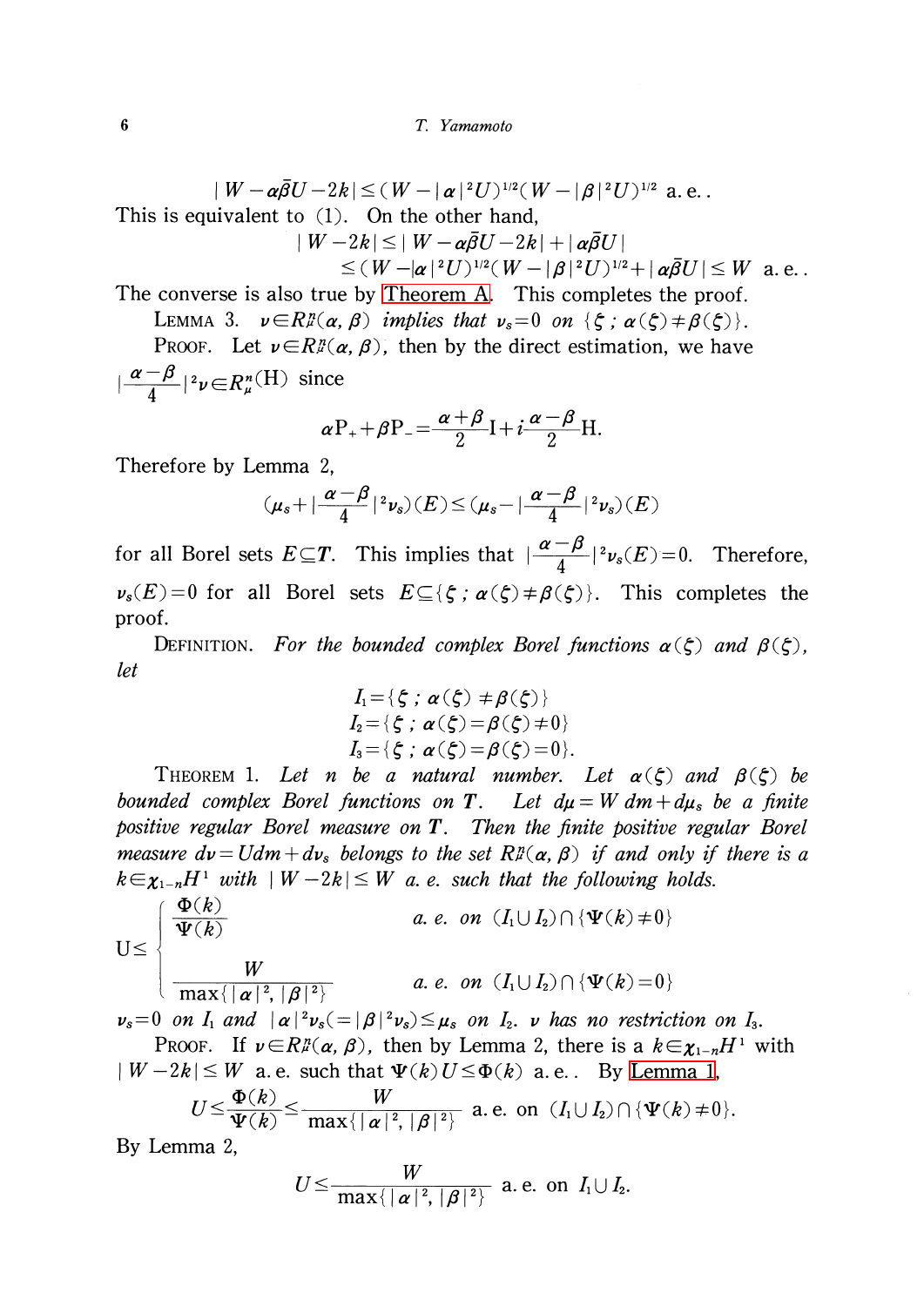$$|W-\alpha\bar{\beta}U-2k|\leq(W-|\alpha|^2U)^{1/2}(W-|\beta|^2U)^{1/2}\text{ a. e.}.$$

This is equivalent to (1). On the other hand,

$$|W-2k|\leq|W-\alpha\bar{\beta}U-2k|+|\alpha\bar{\beta}U|$$
$$\leq(W-|\alpha|^2U)^{1/2}(W-|\beta|^2U)^{1/2}+|\alpha\bar{\beta}U|\leq W\text{ a. e.}.$$

The converse is also true by Theorem A. This completes the proof.

LEMMA 3. *$\nu\in R^n_\mu(\alpha,\beta)$ implies that $\nu_s=0$ on $\{\xi\,;\,\alpha(\xi)\neq\beta(\xi)\}$.*

PROOF. Let $\nu\in R^n_\mu(\alpha,\beta)$, then by the direct estimation, we have $|\frac{\alpha-\beta}{4}|^2\nu\in R^n_\mu(\mathrm{H})$ since

$$\alpha\mathrm{P}_+ +\beta\mathrm{P}_-=\frac{\alpha+\beta}{2}\mathrm{I}+i\frac{\alpha-\beta}{2}\mathrm{H}.$$

Therefore by Lemma 2,

$$(\mu_s+|\frac{\alpha-\beta}{4}|^2\nu_s)(E)\leq(\mu_s-|\frac{\alpha-\beta}{4}|^2\nu_s)(E)$$

for all Borel sets $E\subseteq\boldsymbol{T}$. This implies that $|\frac{\alpha-\beta}{4}|^2\nu_s(E)=0$. Therefore, $\nu_s(E)=0$ for all Borel sets $E\subseteq\{\xi\,;\,\alpha(\xi)\neq\beta(\xi)\}$. This completes the proof.

DEFINITION. *For the bounded complex Borel functions $\alpha(\xi)$ and $\beta(\xi)$, let*

$$I_1=\{\xi\,;\,\alpha(\xi)\neq\beta(\xi)\}$$
$$I_2=\{\xi\,;\,\alpha(\xi)=\beta(\xi)\neq 0\}$$
$$I_3=\{\xi\,;\,\alpha(\xi)=\beta(\xi)=0\}.$$

THEOREM 1. *Let $n$ be a natural number. Let $\alpha(\xi)$ and $\beta(\xi)$ be bounded complex Borel functions on $\boldsymbol{T}$. Let $d\mu=W\,dm+d\mu_s$ be a finite positive regular Borel measure on $\boldsymbol{T}$. Then the finite positive regular Borel measure $d\nu=Udm+d\nu_s$ belongs to the set $R^n_\mu(\alpha,\beta)$ if and only if there is a $k\in\chi_{1-n}H^1$ with $|W-2k|\leq W$ a. e. such that the following holds.*

$$\mathrm{U}\leq\begin{cases}\dfrac{\Phi(k)}{\Psi(k)} & \text{a. e. on } (I_1\cup I_2)\cap\{\Psi(k)\neq 0\}\\[2ex] \dfrac{W}{\max\{|\alpha|^2,|\beta|^2\}} & \text{a. e. on } (I_1\cup I_2)\cap\{\Psi(k)=0\}\end{cases}$$

*$\nu_s=0$ on $I_1$ and $|\alpha|^2\nu_s(=|\beta|^2\nu_s)\leq\mu_s$ on $I_2$. $\nu$ has no restriction on $I_3$.*

PROOF. If $\nu\in R^n_\mu(\alpha,\beta)$, then by Lemma 2, there is a $k\in\chi_{1-n}H^1$ with $|W-2k|\leq W$ a. e. such that $\Psi(k)U\leq\Phi(k)$ a. e.. By Lemma 1,

$$U\leq\frac{\Phi(k)}{\Psi(k)}\leq\frac{W}{\max\{|\alpha|^2,|\beta|^2\}}\text{ a. e. on }(I_1\cup I_2)\cap\{\Psi(k)\neq 0\}.$$

By Lemma 2,

$$U\leq\frac{W}{\max\{|\alpha|^2,|\beta|^2\}}\text{ a. e. on }I_1\cup I_2.$$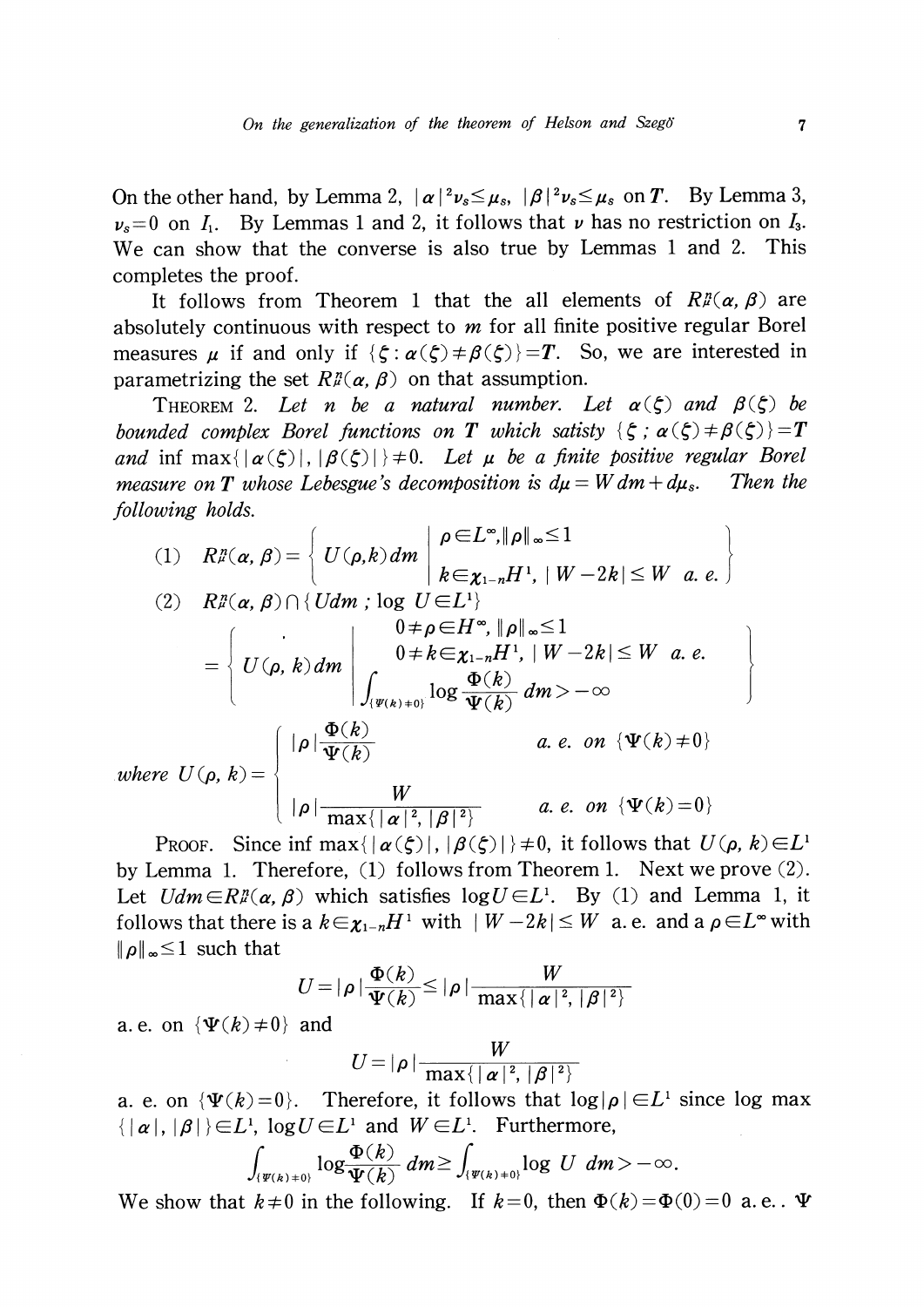On the other hand, by Lemma 2, $|\alpha|^2\nu_s \leq \mu_s$, $|\beta|^2\nu_s \leq \mu_s$ on $\boldsymbol{T}$. By Lemma 3, $\nu_s=0$ on $I_1$. By Lemmas 1 and 2, it follows that $\nu$ has no restriction on $I_3$. We can show that the converse is also true by Lemmas 1 and 2. This completes the proof.

It follows from Theorem 1 that the all elements of $R^n_\mu(\alpha, \beta)$ are absolutely continuous with respect to $m$ for all finite positive regular Borel measures $\mu$ if and only if $\{\zeta : \alpha(\zeta) \neq \beta(\zeta)\} = \boldsymbol{T}$. So, we are interested in parametrizing the set $R^n_\mu(\alpha, \beta)$ on that assumption.

THEOREM 2. *Let $n$ be a natural number. Let $\alpha(\zeta)$ and $\beta(\zeta)$ be bounded complex Borel functions on $\boldsymbol{T}$ which satisty $\{\zeta\,;\,\alpha(\zeta) \neq \beta(\zeta)\} = \boldsymbol{T}$ and $\inf \max\{|\alpha(\zeta)|, |\beta(\zeta)|\} \neq 0$. Let $\mu$ be a finite positive regular Borel measure on $\boldsymbol{T}$ whose Lebesgue's decomposition is $d\mu = W\,dm + d\mu_s$. Then the following holds.*

$$
(1)\quad R^n_\mu(\alpha, \beta) = \left\{ U(\rho, k)\,dm \;\middle|\; \begin{array}{l} \rho \in L^\infty, \|\rho\|_\infty \leq 1 \\ k \in \chi_{1-n}H^1,\ |W-2k| \leq W \ \text{a. e.} \end{array} \right\}
$$

$$
(2)\quad R^n_\mu(\alpha, \beta) \cap \{U dm\,;\, \log U \in L^1\}
$$

$$
= \left\{ U(\rho, k)\,dm \;\middle|\; \begin{array}{l} 0 \neq \rho \in H^\infty,\ \|\rho\|_\infty \leq 1 \\ 0 \neq k \in \chi_{1-n}H^1,\ |W-2k| \leq W \ \text{a. e.} \\ \displaystyle\int_{\{\Psi(k) \neq 0\}} \log \frac{\Phi(k)}{\Psi(k)}\,dm > -\infty \end{array} \right\}
$$

$$
\text{where } U(\rho, k) = \begin{cases} |\rho| \dfrac{\Phi(k)}{\Psi(k)} & \text{a. e. on } \{\Psi(k) \neq 0\} \\[2ex] |\rho| \dfrac{W}{\max\{|\alpha|^2, |\beta|^2\}} & \text{a. e. on } \{\Psi(k) = 0\} \end{cases}
$$

PROOF. Since $\inf \max\{|\alpha(\zeta)|, |\beta(\zeta)|\} \neq 0$, it follows that $U(\rho, k) \in L^1$ by Lemma 1. Therefore, (1) follows from Theorem 1. Next we prove (2). Let $U dm \in R^n_\mu(\alpha, \beta)$ which satisfies $\log U \in L^1$. By (1) and Lemma 1, it follows that there is a $k \in \chi_{1-n}H^1$ with $|W-2k| \leq W$ a. e. and a $\rho \in L^\infty$ with $\|\rho\|_\infty \leq 1$ such that

$$
U = |\rho| \frac{\Phi(k)}{\Psi(k)} \leq |\rho| \frac{W}{\max\{|\alpha|^2, |\beta|^2\}}
$$

a. e. on $\{\Psi(k) \neq 0\}$ and

$$
U = |\rho| \frac{W}{\max\{|\alpha|^2, |\beta|^2\}}
$$

a. e. on $\{\Psi(k) = 0\}$. Therefore, it follows that $\log|\rho| \in L^1$ since $\log \max\{|\alpha|, |\beta|\} \in L^1$, $\log U \in L^1$ and $W \in L^1$. Furthermore,

$$
\int_{\{\Psi(k) \neq 0\}} \log \frac{\Phi(k)}{\Psi(k)}\,dm \geq \int_{\{\Psi(k) \neq 0\}} \log U\,dm > -\infty.
$$

We show that $k \neq 0$ in the following. If $k=0$, then $\Phi(k) = \Phi(0) = 0$ a. e.. $\Psi$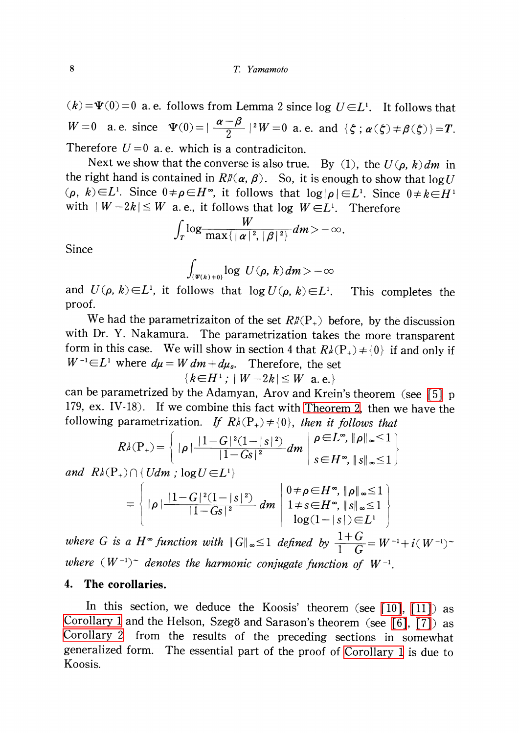$(k)=\Psi(0)=0$ a. e. follows from Lemma 2 since $\log U \in L^1$. It follows that $W=0$ a. e. since $\Psi(0)=\left|\frac{\alpha-\beta}{2}\right|^2 W=0$ a. e. and $\{\xi\,;\,\alpha(\xi)\neq\beta(\xi)\}=\boldsymbol{T}$. Therefore $U=0$ a. e. which is a contradiciton.

Next we show that the converse is also true. By (1), the $U(\rho, k)dm$ in the right hand is contained in $R_\mu^p(\alpha, \beta)$. So, it is enough to show that $\log U(\rho, k)\in L^1$. Since $0\neq\rho\in H^\infty$, it follows that $\log|\rho|\in L^1$. Since $0\neq k\in H^1$ with $|W-2k|\leq W$ a. e., it follows that $\log W\in L^1$. Therefore

$$\int_T \log\frac{W}{\max\{|\alpha|^2, |\beta|^2\}}dm>-\infty.$$

Since

$$\int_{\{\Psi(k)\neq 0\}}\log U(\rho, k)dm>-\infty$$

and $U(\rho, k)\in L^1$, it follows that $\log U(\rho, k)\in L^1$. This completes the proof.

We had the parametrizaiton of the set $R_\mu^p(\mathrm{P}_+)$ before, by the discussion with Dr. Y. Nakamura. The parametrization takes the more transparent form in this case. We will show in section 4 that $R_\mu^1(\mathrm{P}_+)\neq\{0\}$ if and only if $W^{-1}\in L^1$ where $d\mu=W\,dm+d\mu_s$. Therefore, the set

$$\{k\in H^1\,;\,|W-2k|\leq W \text{ a. e.}\}$$

can be parametrized by the Adamyan, Arov and Krein's theorem (see [5] p 179, ex. IV-18). If we combine this fact with Theorem 2, then we have the following parametrization. *If* $R_\mu^1(\mathrm{P}_+)\neq\{0\}$, *then it follows that*

$$R_\mu^1(\mathrm{P}_+)=\left\{|\rho|\frac{|1-G|^2(1-|s|^2)}{|1-Gs|^2}dm \;\middle|\; \begin{array}{l}\rho\in L^\infty,\ \|\rho\|_\infty\leq 1\\ s\in H^\infty,\ \|s\|_\infty\leq 1\end{array}\right\}$$

*and* $R_\mu^1(\mathrm{P}_+)\cap\{Udm\,;\,\log U\in L^1\}$

$$=\left\{|\rho|\frac{|1-G|^2(1-|s|^2)}{|1-Gs|^2}\,dm \;\middle|\; \begin{array}{l}0\neq\rho\in H^\infty,\ \|\rho\|_\infty\leq 1\\ 1\neq s\in H^\infty,\ \|s\|_\infty\leq 1\\ \log(1-|s|)\in L^1\end{array}\right\}$$

*where $G$ is a $H^\infty$ function with $\|G\|_\infty\leq 1$ defined by* $\dfrac{1+G}{1-G}=W^{-1}+i(W^{-1})^\sim$ *where $(W^{-1})^\sim$ denotes the harmonic conjugate function of $W^{-1}$.*

## 4. The corollaries.

In this section, we deduce the Koosis' theorem (see [10], [11]) as Corollary 1 and the Helson, Szegö and Sarason's theorem (see [6], [7]) as Corollary 2 from the results of the preceding sections in somewhat generalized form. The essential part of the proof of Corollary 1 is due to Koosis.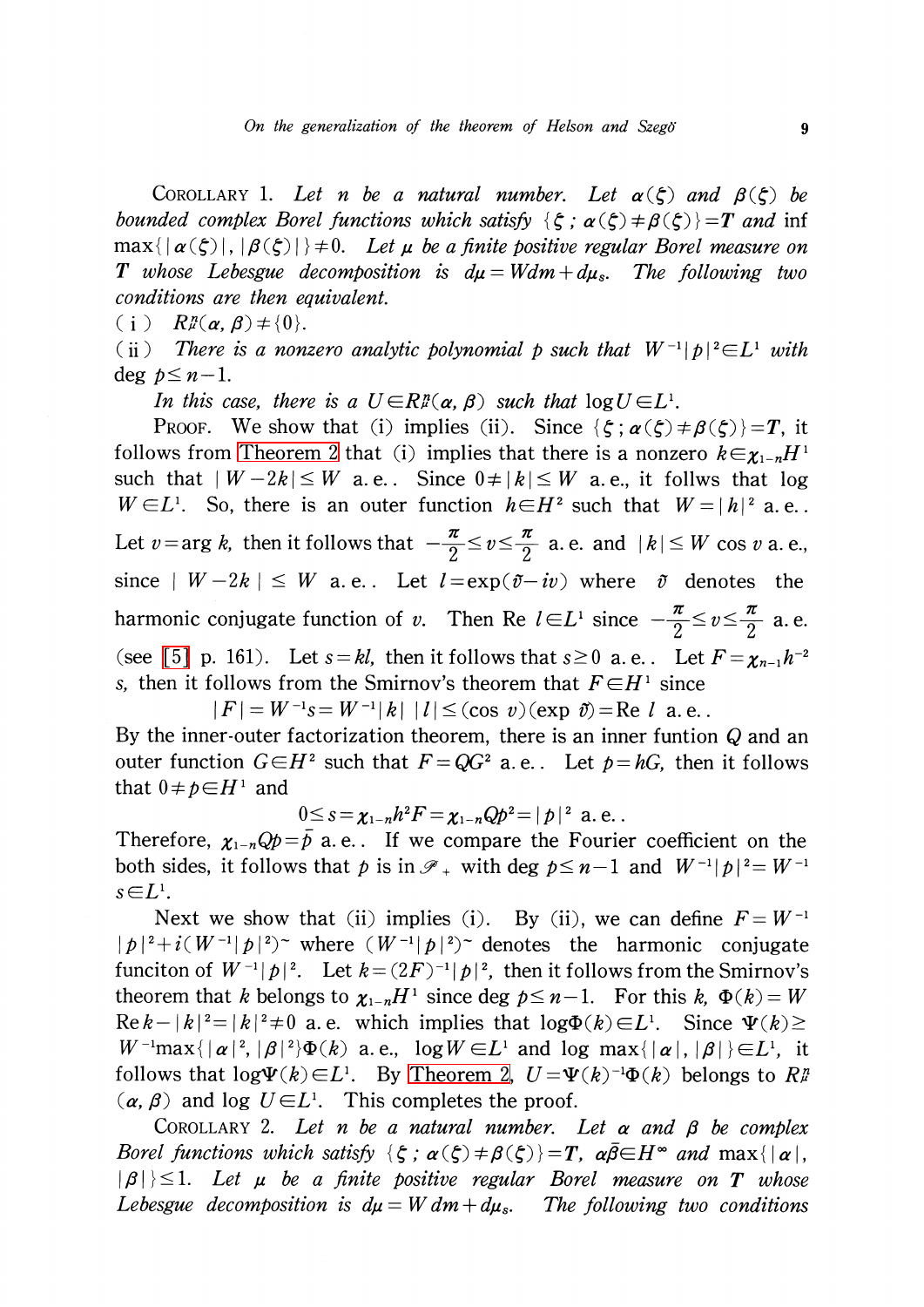COROLLARY 1. *Let $n$ be a natural number. Let $\alpha(\zeta)$ and $\beta(\zeta)$ be bounded complex Borel functions which satisfy $\{\zeta\,;\,\alpha(\zeta)\neq\beta(\zeta)\}=\boldsymbol{T}$ and* $\inf\max\{|\alpha(\zeta)|,|\beta(\zeta)|\}\neq 0$. *Let $\mu$ be a finite positive regular Borel measure on $\boldsymbol{T}$ whose Lebesgue decomposition is $d\mu=Wdm+d\mu_s$. The following two conditions are then equivalent.*

(i) $R_\mu^n(\alpha,\beta)\neq\{0\}$.

(ii) *There is a nonzero analytic polynomial $p$ such that $W^{-1}|p|^2\in L^1$ with* $\deg p\leq n-1$.

*In this case, there is a $U\in R_\mu^n(\alpha,\beta)$ such that $\log U\in L^1$.*

PROOF. We show that (i) implies (ii). Since $\{\zeta\,;\,\alpha(\zeta)\neq\beta(\zeta)\}=\boldsymbol{T}$, it follows from Theorem 2 that (i) implies that there is a nonzero $k\in\chi_{1-n}H^1$ such that $|W-2k|\leq W$ a.e.. Since $0\neq|k|\leq W$ a.e., it follws that $\log W\in L^1$. So, there is an outer function $h\in H^2$ such that $W=|h|^2$ a.e.. Let $v=\arg k$, then it follows that $-\frac{\pi}{2}\leq v\leq\frac{\pi}{2}$ a.e. and $|k|\leq W\cos v$ a.e., since $|W-2k|\leq W$ a.e.. Let $l=\exp(\tilde{v}-iv)$ where $\tilde{v}$ denotes the harmonic conjugate function of $v$. Then $\operatorname{Re} l\in L^1$ since $-\frac{\pi}{2}\leq v\leq\frac{\pi}{2}$ a.e. (see [5] p. 161). Let $s=kl$, then it follows that $s\geq 0$ a.e.. Let $F=\chi_{n-1}h^{-2}s$, then it follows from the Smirnov's theorem that $F\in H^1$ since

$$|F|=W^{-1}s=W^{-1}|k|\,|l|\leq(\cos v)(\exp\tilde{v})=\operatorname{Re} l \text{ a.e.}.$$

By the inner-outer factorization theorem, there is an inner funtion $Q$ and an outer function $G\in H^2$ such that $F=QG^2$ a.e.. Let $p=hG$, then it follows that $0\neq p\in H^1$ and

$$0\leq s=\chi_{1-n}h^2F=\chi_{1-n}Qp^2=|p|^2 \text{ a.e.}.$$

Therefore, $\chi_{1-n}Qp=\bar{p}$ a.e.. If we compare the Fourier coefficient on the both sides, it follows that $p$ is in $\mathscr{P}_+$ with $\deg p\leq n-1$ and $W^{-1}|p|^2=W^{-1}s\in L^1$.

Next we show that (ii) implies (i). By (ii), we can define $F=W^{-1}|p|^2+i(W^{-1}|p|^2)^\sim$ where $(W^{-1}|p|^2)^\sim$ denotes the harmonic conjugate funciton of $W^{-1}|p|^2$. Let $k=(2F)^{-1}|p|^2$, then it follows from the Smirnov's theorem that $k$ belongs to $\chi_{1-n}H^1$ since $\deg p\leq n-1$. For this $k$, $\Phi(k)=W\operatorname{Re} k-|k|^2=|k|^2\neq 0$ a.e. which implies that $\log\Phi(k)\in L^1$. Since $\Psi(k)\geq W^{-1}\max\{|\alpha|^2,|\beta|^2\}\Phi(k)$ a.e., $\log W\in L^1$ and $\log\max\{|\alpha|,|\beta|\}\in L^1$, it follows that $\log\Psi(k)\in L^1$. By Theorem 2, $U=\Psi(k)^{-1}\Phi(k)$ belongs to $R_\mu^n(\alpha,\beta)$ and $\log U\in L^1$. This completes the proof.

COROLLARY 2. *Let $n$ be a natural number. Let $\alpha$ and $\beta$ be complex Borel functions which satisfy $\{\zeta\,;\,\alpha(\zeta)\neq\beta(\zeta)\}=\boldsymbol{T}$, $\alpha\bar{\beta}\in H^\infty$ and $\max\{|\alpha|,|\beta|\}\leq 1$. Let $\mu$ be a finite positive regular Borel measure on $\boldsymbol{T}$ whose Lebesgue decomposition is $d\mu=W\,dm+d\mu_s$. The following two conditions*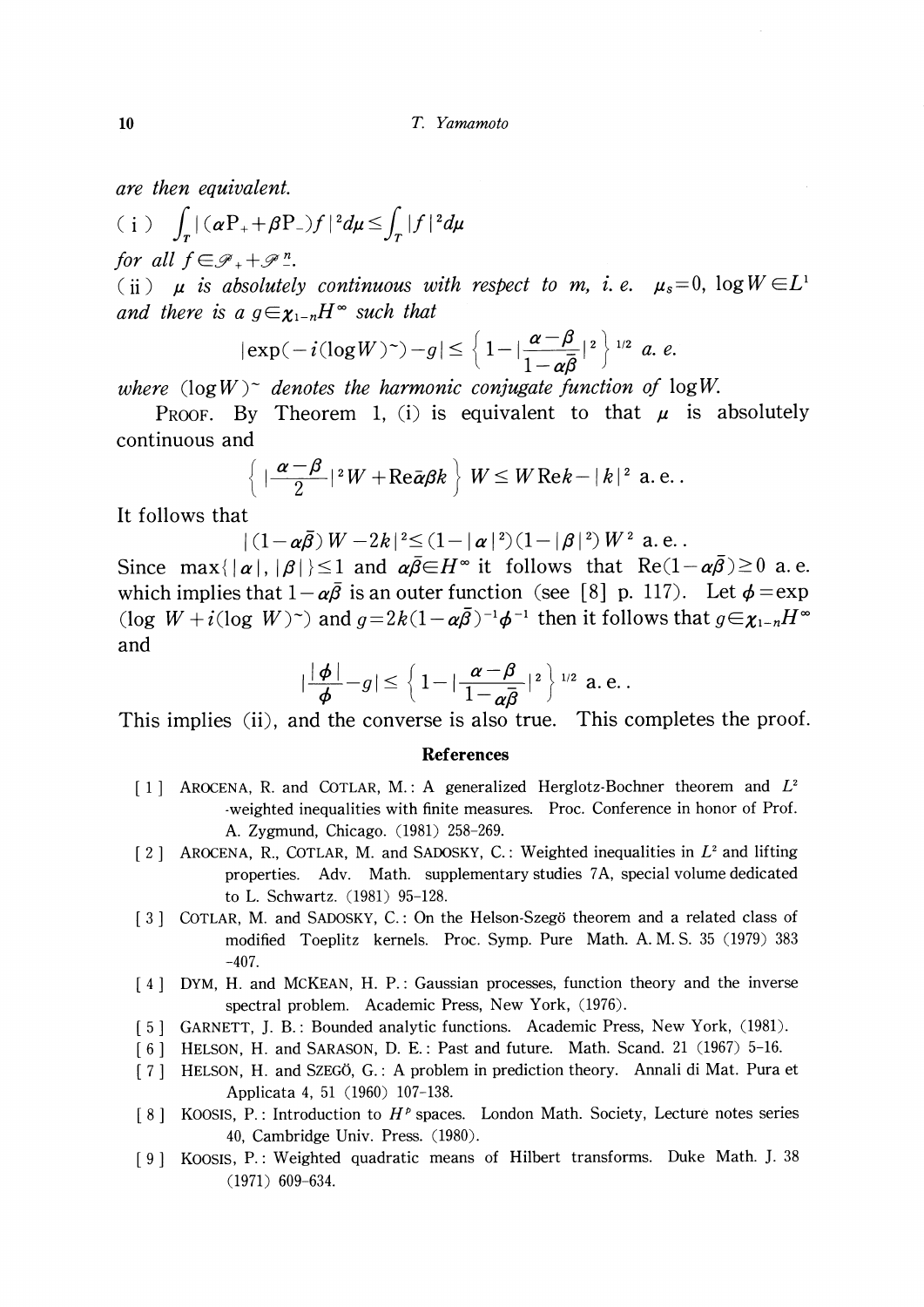*are then equivalent.*

(i) $\int_T |(\alpha P_+ + \beta P_-)f|^2 d\mu \leq \int_T |f|^2 d\mu$

*for all* $f \in \mathscr{P}_+ + \mathscr{P}_-^n$.

(ii) $\mu$ *is absolutely continuous with respect to* $m$, *i. e.* $\mu_s = 0$, $\log W \in L^1$ *and there is a* $g \in \chi_{1-n} H^\infty$ *such that*

$$|\exp(-i(\log W)^\sim) - g| \leq \left\{1 - \left|\frac{\alpha - \beta}{1 - \alpha\bar{\beta}}\right|^2\right\}^{1/2} \text{ a. e.}$$

*where* $(\log W)^\sim$ *denotes the harmonic conjugate function of* $\log W$.

Proof. By Theorem 1, (i) is equivalent to that $\mu$ is absolutely continuous and

$$\left\{\left|\frac{\alpha - \beta}{2}\right|^2 W + \mathrm{Re}\,\bar{\alpha}\beta k\right\} W \leq W \,\mathrm{Re} k - |k|^2 \text{ a. e..}$$

It follows that

$$|(1 - \alpha\bar{\beta}) W - 2k|^2 \leq (1 - |\alpha|^2)(1 - |\beta|^2) W^2 \text{ a. e..}$$

Since $\max\{|\alpha|, |\beta|\} \leq 1$ and $\alpha\bar{\beta} \in H^\infty$ it follows that $\mathrm{Re}(1 - \alpha\bar{\beta}) \geq 0$ a. e. which implies that $1 - \alpha\bar{\beta}$ is an outer function (see [8] p. 117). Let $\phi = \exp(\log W + i(\log W)^\sim)$ and $g = 2k(1 - \alpha\bar{\beta})^{-1}\phi^{-1}$ then it follows that $g \in \chi_{1-n} H^\infty$ and

$$\left|\frac{|\phi|}{\phi} - g\right| \leq \left\{1 - \left|\frac{\alpha - \beta}{1 - \alpha\bar{\beta}}\right|^2\right\}^{1/2} \text{ a. e..}$$

This implies (ii), and the converse is also true. This completes the proof.

## References

[1] Arocena, R. and Cotlar, M.: A generalized Herglotz-Bochner theorem and $L^2$-weighted inequalities with finite measures. Proc. Conference in honor of Prof. A. Zygmund, Chicago. (1981) 258-269.

[2] Arocena, R., Cotlar, M. and Sadosky, C.: Weighted inequalities in $L^2$ and lifting properties. Adv. Math. supplementary studies 7A, special volume dedicated to L. Schwartz. (1981) 95-128.

[3] Cotlar, M. and Sadosky, C.: On the Helson-Szegö theorem and a related class of modified Toeplitz kernels. Proc. Symp. Pure Math. A. M. S. 35 (1979) 383-407.

[4] Dym, H. and McKean, H. P.: Gaussian processes, function theory and the inverse spectral problem. Academic Press, New York, (1976).

[5] Garnett, J. B.: Bounded analytic functions. Academic Press, New York, (1981).

[6] Helson, H. and Sarason, D. E.: Past and future. Math. Scand. 21 (1967) 5-16.

[7] Helson, H. and Szegö, G.: A problem in prediction theory. Annali di Mat. Pura et Applicata 4, 51 (1960) 107-138.

[8] Koosis, P.: Introduction to $H^p$ spaces. London Math. Society, Lecture notes series 40, Cambridge Univ. Press. (1980).

[9] Koosis, P.: Weighted quadratic means of Hilbert transforms. Duke Math. J. 38 (1971) 609-634.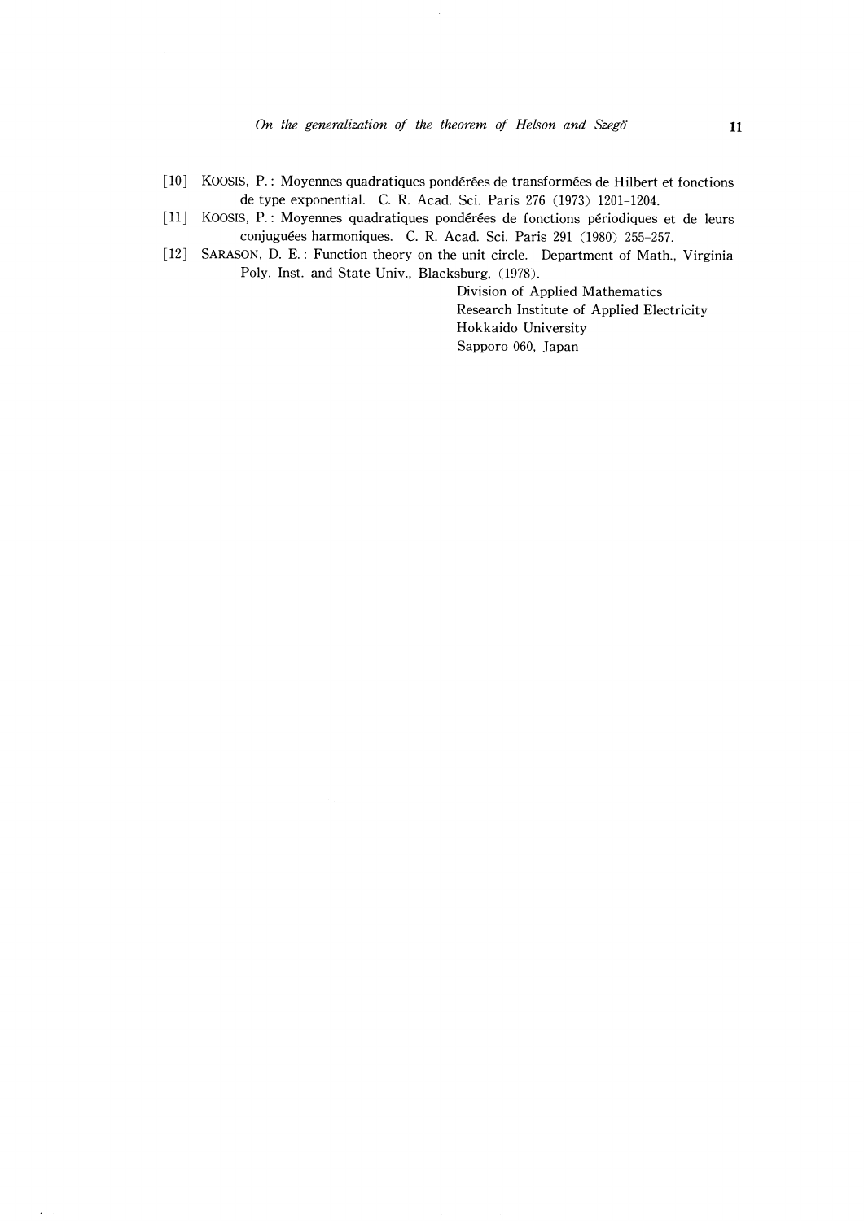[10] KOOSIS, P.: Moyennes quadratiques pondérées de transformées de Hilbert et fonctions de type exponential. C. R. Acad. Sci. Paris 276 (1973) 1201-1204.

[11] KOOSIS, P.: Moyennes quadratiques pondérées de fonctions périodiques et de leurs conjuguées harmoniques. C. R. Acad. Sci. Paris 291 (1980) 255-257.

[12] SARASON, D. E.: Function theory on the unit circle. Department of Math., Virginia Poly. Inst. and State Univ., Blacksburg, (1978).

Division of Applied Mathematics
Research Institute of Applied Electricity
Hokkaido University
Sapporo 060, Japan